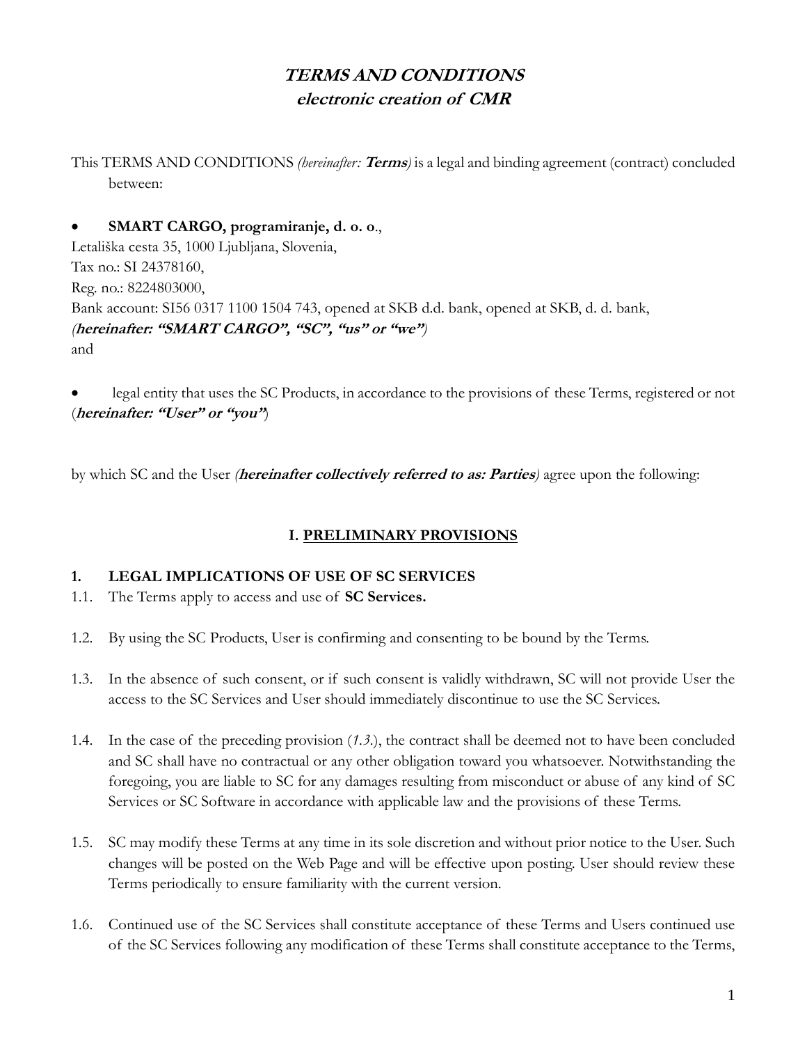# ***TERMS AND CONDITIONS***
## ***electronic creation of CMR***

This TERMS AND CONDITIONS *(hereinafter:* ***Terms****)* is a legal and binding agreement (contract) concluded between:

- **SMART CARGO, programiranje, d. o. o**.,

Letališka cesta 35, 1000 Ljubljana, Slovenia,
Tax no.: SI 24378160,
Reg. no.: 8224803000,
Bank account: SI56 0317 1100 1504 743, opened at SKB d.d. bank, opened at SKB, d. d. bank,
***(hereinafter: "SMART CARGO", "SC", "us" or "we")***
and

- legal entity that uses the SC Products, in accordance to the provisions of these Terms, registered or not (***hereinafter: "User" or "you"***)

by which SC and the User *(****hereinafter collectively referred to as: Parties****)* agree upon the following:

## I. PRELIMINARY PROVISIONS

### 1. LEGAL IMPLICATIONS OF USE OF SC SERVICES

1.1. The Terms apply to access and use of **SC Services.**

1.2. By using the SC Products, User is confirming and consenting to be bound by the Terms.

1.3. In the absence of such consent, or if such consent is validly withdrawn, SC will not provide User the access to the SC Services and User should immediately discontinue to use the SC Services.

1.4. In the case of the preceding provision (*1.3.*), the contract shall be deemed not to have been concluded and SC shall have no contractual or any other obligation toward you whatsoever. Notwithstanding the foregoing, you are liable to SC for any damages resulting from misconduct or abuse of any kind of SC Services or SC Software in accordance with applicable law and the provisions of these Terms.

1.5. SC may modify these Terms at any time in its sole discretion and without prior notice to the User. Such changes will be posted on the Web Page and will be effective upon posting. User should review these Terms periodically to ensure familiarity with the current version.

1.6. Continued use of the SC Services shall constitute acceptance of these Terms and Users continued use of the SC Services following any modification of these Terms shall constitute acceptance to the Terms,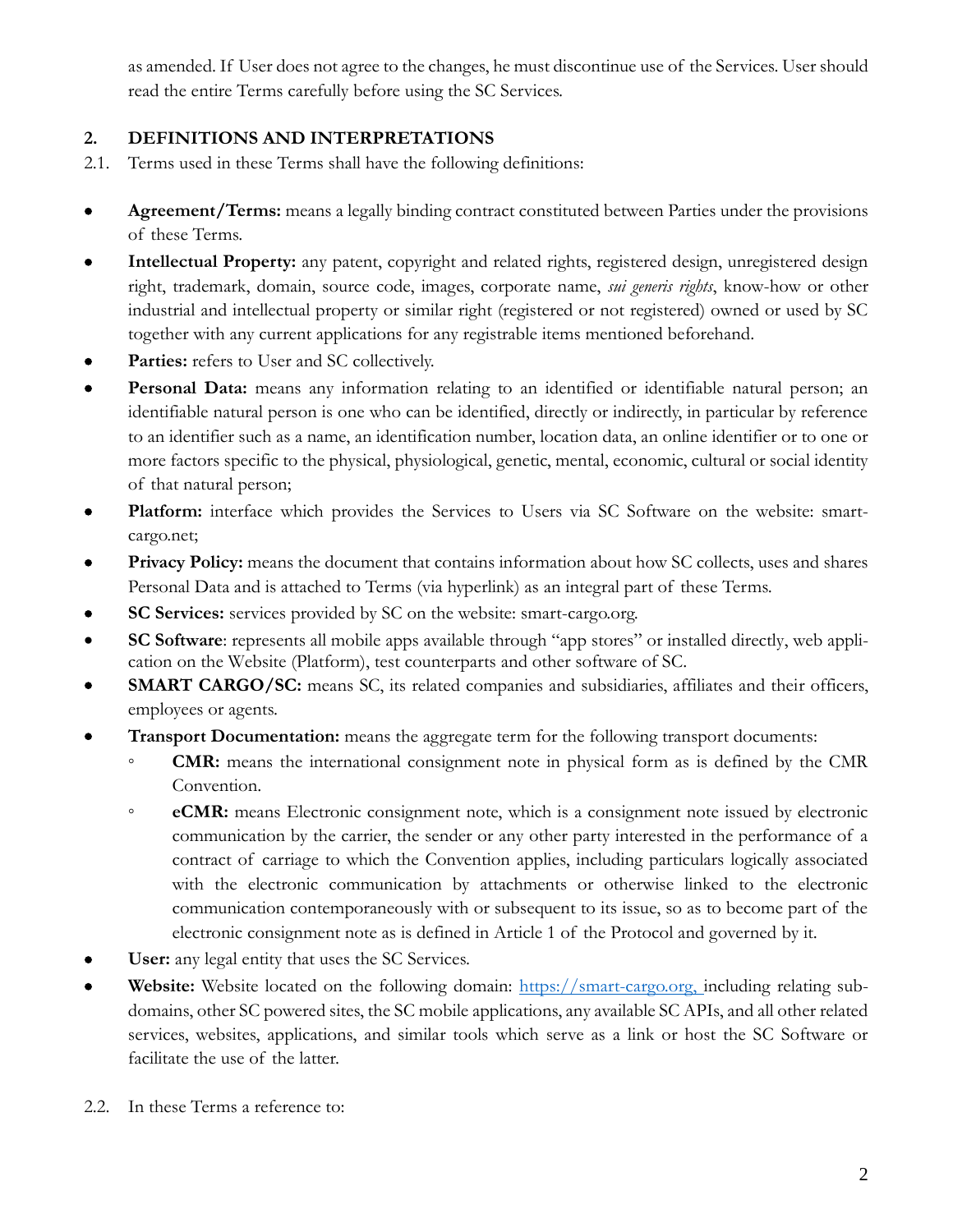as amended. If User does not agree to the changes, he must discontinue use of the Services. User should read the entire Terms carefully before using the SC Services.

## 2. DEFINITIONS AND INTERPRETATIONS

2.1. Terms used in these Terms shall have the following definitions:

- **Agreement/Terms:** means a legally binding contract constituted between Parties under the provisions of these Terms.
- **Intellectual Property:** any patent, copyright and related rights, registered design, unregistered design right, trademark, domain, source code, images, corporate name, *sui generis rights*, know-how or other industrial and intellectual property or similar right (registered or not registered) owned or used by SC together with any current applications for any registrable items mentioned beforehand.
- **Parties:** refers to User and SC collectively.
- **Personal Data:** means any information relating to an identified or identifiable natural person; an identifiable natural person is one who can be identified, directly or indirectly, in particular by reference to an identifier such as a name, an identification number, location data, an online identifier or to one or more factors specific to the physical, physiological, genetic, mental, economic, cultural or social identity of that natural person;
- **Platform:** interface which provides the Services to Users via SC Software on the website: smart-cargo.net;
- **Privacy Policy:** means the document that contains information about how SC collects, uses and shares Personal Data and is attached to Terms (via hyperlink) as an integral part of these Terms.
- **SC Services:** services provided by SC on the website: smart-cargo.org.
- **SC Software**: represents all mobile apps available through "app stores" or installed directly, web application on the Website (Platform), test counterparts and other software of SC.
- **SMART CARGO/SC:** means SC, its related companies and subsidiaries, affiliates and their officers, employees or agents.
- **Transport Documentation:** means the aggregate term for the following transport documents:
  - **CMR:** means the international consignment note in physical form as is defined by the CMR Convention.
  - **eCMR:** means Electronic consignment note, which is a consignment note issued by electronic communication by the carrier, the sender or any other party interested in the performance of a contract of carriage to which the Convention applies, including particulars logically associated with the electronic communication by attachments or otherwise linked to the electronic communication contemporaneously with or subsequent to its issue, so as to become part of the electronic consignment note as is defined in Article 1 of the Protocol and governed by it.
- **User:** any legal entity that uses the SC Services.
- **Website:** Website located on the following domain: https://smart-cargo.org, including relating sub-domains, other SC powered sites, the SC mobile applications, any available SC APIs, and all other related services, websites, applications, and similar tools which serve as a link or host the SC Software or facilitate the use of the latter.

2.2. In these Terms a reference to: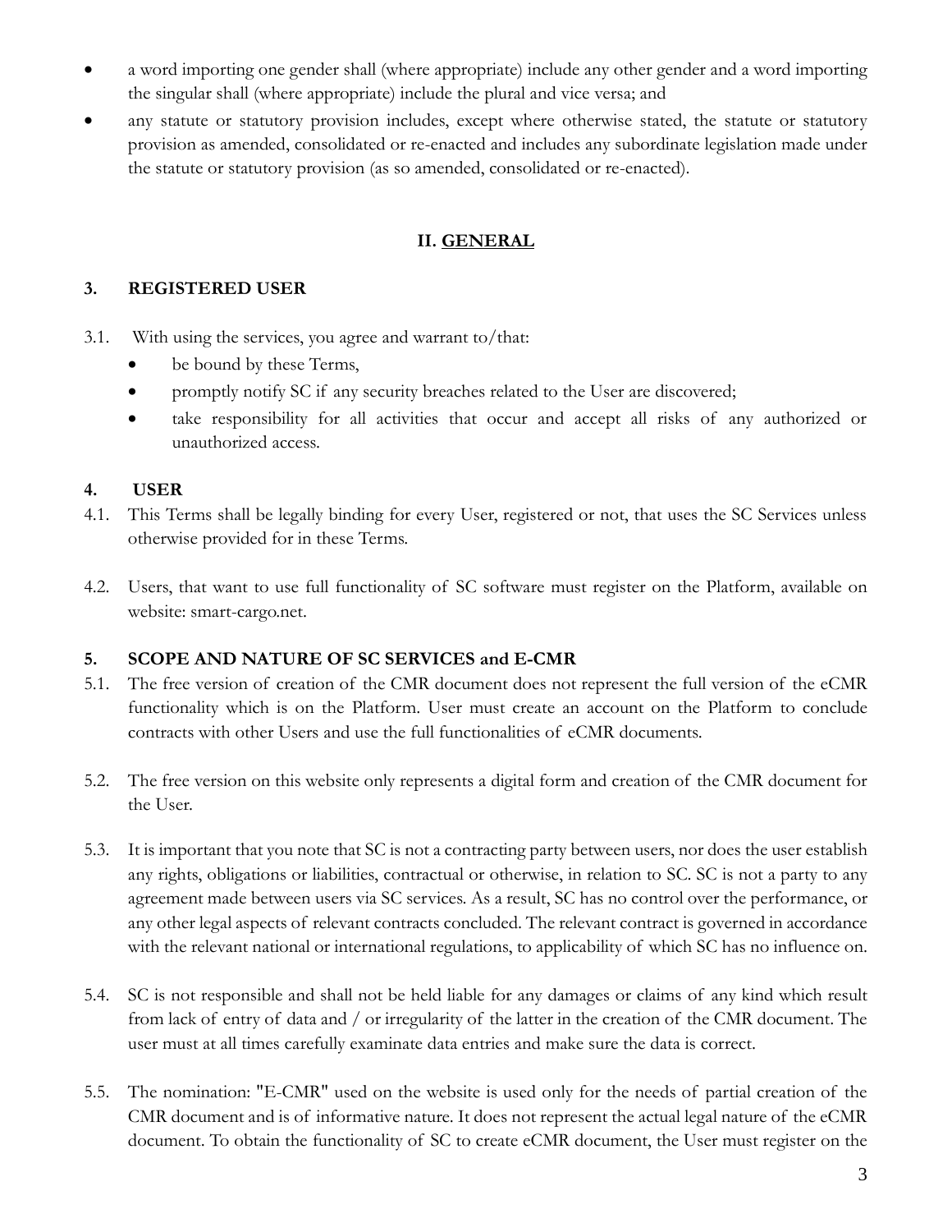- a word importing one gender shall (where appropriate) include any other gender and a word importing the singular shall (where appropriate) include the plural and vice versa; and
- any statute or statutory provision includes, except where otherwise stated, the statute or statutory provision as amended, consolidated or re-enacted and includes any subordinate legislation made under the statute or statutory provision (as so amended, consolidated or re-enacted).

## II. GENERAL

### 3. REGISTERED USER

3.1. With using the services, you agree and warrant to/that:

- be bound by these Terms,
- promptly notify SC if any security breaches related to the User are discovered;
- take responsibility for all activities that occur and accept all risks of any authorized or unauthorized access.

### 4. USER

4.1. This Terms shall be legally binding for every User, registered or not, that uses the SC Services unless otherwise provided for in these Terms.

4.2. Users, that want to use full functionality of SC software must register on the Platform, available on website: smart-cargo.net.

### 5. SCOPE AND NATURE OF SC SERVICES and E-CMR

5.1. The free version of creation of the CMR document does not represent the full version of the eCMR functionality which is on the Platform. User must create an account on the Platform to conclude contracts with other Users and use the full functionalities of eCMR documents.

5.2. The free version on this website only represents a digital form and creation of the CMR document for the User.

5.3. It is important that you note that SC is not a contracting party between users, nor does the user establish any rights, obligations or liabilities, contractual or otherwise, in relation to SC. SC is not a party to any agreement made between users via SC services. As a result, SC has no control over the performance, or any other legal aspects of relevant contracts concluded. The relevant contract is governed in accordance with the relevant national or international regulations, to applicability of which SC has no influence on.

5.4. SC is not responsible and shall not be held liable for any damages or claims of any kind which result from lack of entry of data and / or irregularity of the latter in the creation of the CMR document. The user must at all times carefully examinate data entries and make sure the data is correct.

5.5. The nomination: "E-CMR" used on the website is used only for the needs of partial creation of the CMR document and is of informative nature. It does not represent the actual legal nature of the eCMR document. To obtain the functionality of SC to create eCMR document, the User must register on the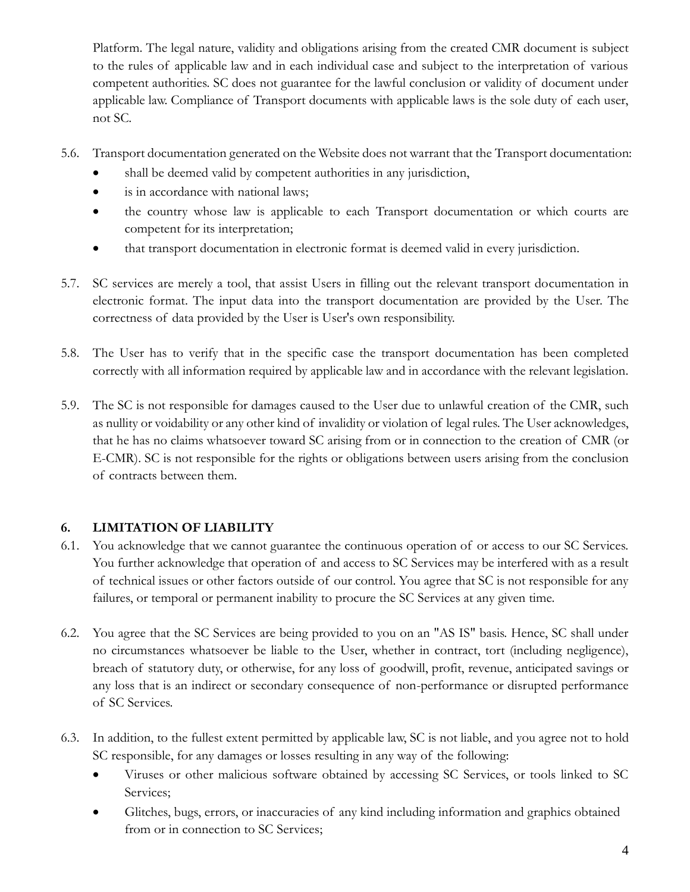Platform. The legal nature, validity and obligations arising from the created CMR document is subject to the rules of applicable law and in each individual case and subject to the interpretation of various competent authorities. SC does not guarantee for the lawful conclusion or validity of document under applicable law. Compliance of Transport documents with applicable laws is the sole duty of each user, not SC.

5.6. Transport documentation generated on the Website does not warrant that the Transport documentation:

- shall be deemed valid by competent authorities in any jurisdiction,
- is in accordance with national laws;
- the country whose law is applicable to each Transport documentation or which courts are competent for its interpretation;
- that transport documentation in electronic format is deemed valid in every jurisdiction.

5.7. SC services are merely a tool, that assist Users in filling out the relevant transport documentation in electronic format. The input data into the transport documentation are provided by the User. The correctness of data provided by the User is User's own responsibility.

5.8. The User has to verify that in the specific case the transport documentation has been completed correctly with all information required by applicable law and in accordance with the relevant legislation.

5.9. The SC is not responsible for damages caused to the User due to unlawful creation of the CMR, such as nullity or voidability or any other kind of invalidity or violation of legal rules. The User acknowledges, that he has no claims whatsoever toward SC arising from or in connection to the creation of CMR (or E-CMR). SC is not responsible for the rights or obligations between users arising from the conclusion of contracts between them.

## 6. LIMITATION OF LIABILITY

6.1. You acknowledge that we cannot guarantee the continuous operation of or access to our SC Services. You further acknowledge that operation of and access to SC Services may be interfered with as a result of technical issues or other factors outside of our control. You agree that SC is not responsible for any failures, or temporal or permanent inability to procure the SC Services at any given time.

6.2. You agree that the SC Services are being provided to you on an "AS IS" basis. Hence, SC shall under no circumstances whatsoever be liable to the User, whether in contract, tort (including negligence), breach of statutory duty, or otherwise, for any loss of goodwill, profit, revenue, anticipated savings or any loss that is an indirect or secondary consequence of non-performance or disrupted performance of SC Services.

6.3. In addition, to the fullest extent permitted by applicable law, SC is not liable, and you agree not to hold SC responsible, for any damages or losses resulting in any way of the following:

- Viruses or other malicious software obtained by accessing SC Services, or tools linked to SC Services;
- Glitches, bugs, errors, or inaccuracies of any kind including information and graphics obtained from or in connection to SC Services;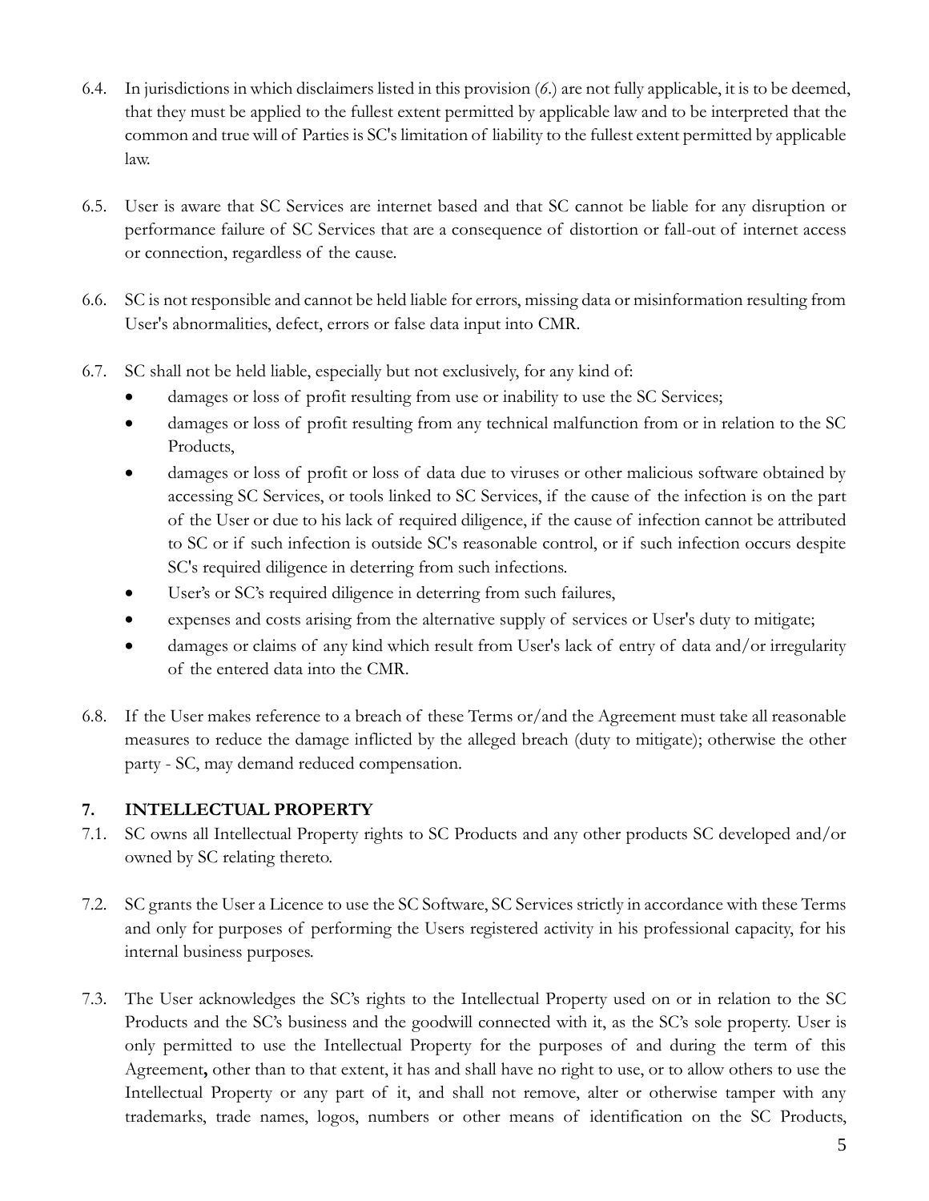6.4. In jurisdictions in which disclaimers listed in this provision (*6.*) are not fully applicable, it is to be deemed, that they must be applied to the fullest extent permitted by applicable law and to be interpreted that the common and true will of Parties is SC's limitation of liability to the fullest extent permitted by applicable law.

6.5. User is aware that SC Services are internet based and that SC cannot be liable for any disruption or performance failure of SC Services that are a consequence of distortion or fall-out of internet access or connection, regardless of the cause.

6.6. SC is not responsible and cannot be held liable for errors, missing data or misinformation resulting from User's abnormalities, defect, errors or false data input into CMR.

6.7. SC shall not be held liable, especially but not exclusively, for any kind of:

- damages or loss of profit resulting from use or inability to use the SC Services;
- damages or loss of profit resulting from any technical malfunction from or in relation to the SC Products,
- damages or loss of profit or loss of data due to viruses or other malicious software obtained by accessing SC Services, or tools linked to SC Services, if the cause of the infection is on the part of the User or due to his lack of required diligence, if the cause of infection cannot be attributed to SC or if such infection is outside SC's reasonable control, or if such infection occurs despite SC's required diligence in deterring from such infections.
- User's or SC's required diligence in deterring from such failures,
- expenses and costs arising from the alternative supply of services or User's duty to mitigate;
- damages or claims of any kind which result from User's lack of entry of data and/or irregularity of the entered data into the CMR.

6.8. If the User makes reference to a breach of these Terms or/and the Agreement must take all reasonable measures to reduce the damage inflicted by the alleged breach (duty to mitigate); otherwise the other party - SC, may demand reduced compensation.

## 7. INTELLECTUAL PROPERTY

7.1. SC owns all Intellectual Property rights to SC Products and any other products SC developed and/or owned by SC relating thereto.

7.2. SC grants the User a Licence to use the SC Software, SC Services strictly in accordance with these Terms and only for purposes of performing the Users registered activity in his professional capacity, for his internal business purposes.

7.3. The User acknowledges the SC's rights to the Intellectual Property used on or in relation to the SC Products and the SC's business and the goodwill connected with it, as the SC's sole property. User is only permitted to use the Intellectual Property for the purposes of and during the term of this Agreement**,** other than to that extent, it has and shall have no right to use, or to allow others to use the Intellectual Property or any part of it, and shall not remove, alter or otherwise tamper with any trademarks, trade names, logos, numbers or other means of identification on the SC Products,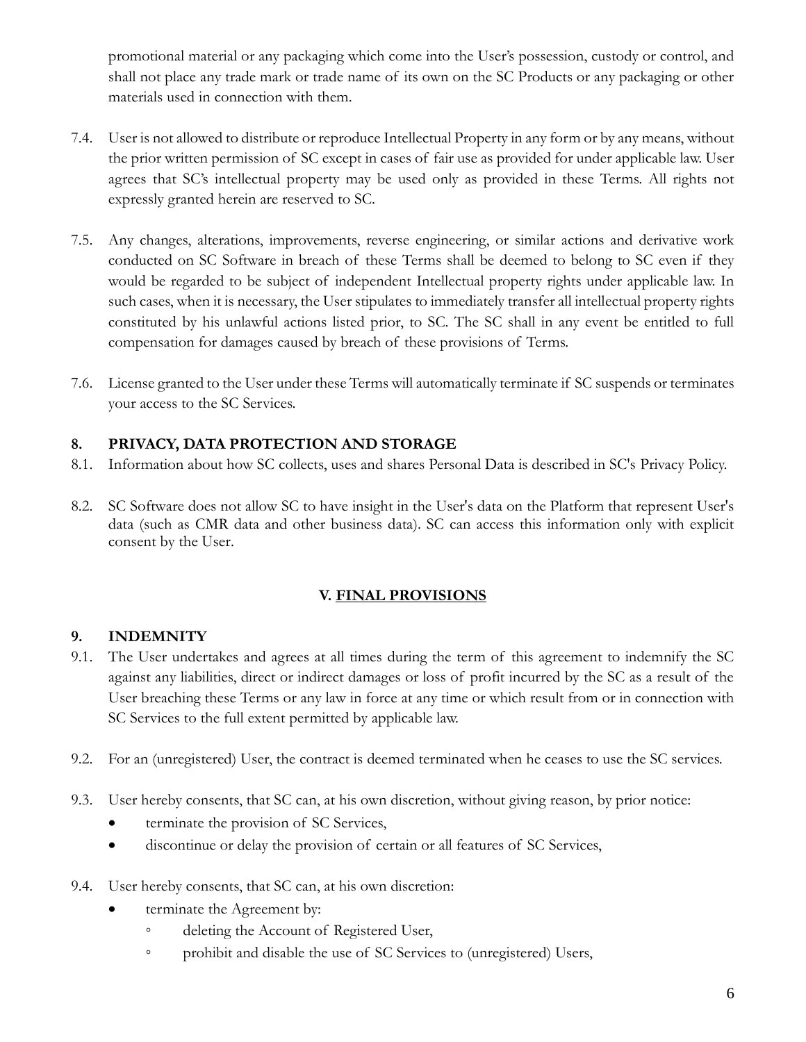promotional material or any packaging which come into the User's possession, custody or control, and shall not place any trade mark or trade name of its own on the SC Products or any packaging or other materials used in connection with them.

7.4. User is not allowed to distribute or reproduce Intellectual Property in any form or by any means, without the prior written permission of SC except in cases of fair use as provided for under applicable law. User agrees that SC's intellectual property may be used only as provided in these Terms. All rights not expressly granted herein are reserved to SC.

7.5. Any changes, alterations, improvements, reverse engineering, or similar actions and derivative work conducted on SC Software in breach of these Terms shall be deemed to belong to SC even if they would be regarded to be subject of independent Intellectual property rights under applicable law. In such cases, when it is necessary, the User stipulates to immediately transfer all intellectual property rights constituted by his unlawful actions listed prior, to SC. The SC shall in any event be entitled to full compensation for damages caused by breach of these provisions of Terms.

7.6. License granted to the User under these Terms will automatically terminate if SC suspends or terminates your access to the SC Services.

## 8. PRIVACY, DATA PROTECTION AND STORAGE

8.1. Information about how SC collects, uses and shares Personal Data is described in SC's Privacy Policy.

8.2. SC Software does not allow SC to have insight in the User's data on the Platform that represent User's data (such as CMR data and other business data). SC can access this information only with explicit consent by the User.

# V. FINAL PROVISIONS

## 9. INDEMNITY

9.1. The User undertakes and agrees at all times during the term of this agreement to indemnify the SC against any liabilities, direct or indirect damages or loss of profit incurred by the SC as a result of the User breaching these Terms or any law in force at any time or which result from or in connection with SC Services to the full extent permitted by applicable law.

9.2. For an (unregistered) User, the contract is deemed terminated when he ceases to use the SC services.

9.3. User hereby consents, that SC can, at his own discretion, without giving reason, by prior notice:

- terminate the provision of SC Services,
- discontinue or delay the provision of certain or all features of SC Services,

9.4. User hereby consents, that SC can, at his own discretion:

- terminate the Agreement by:
  - deleting the Account of Registered User,
  - prohibit and disable the use of SC Services to (unregistered) Users,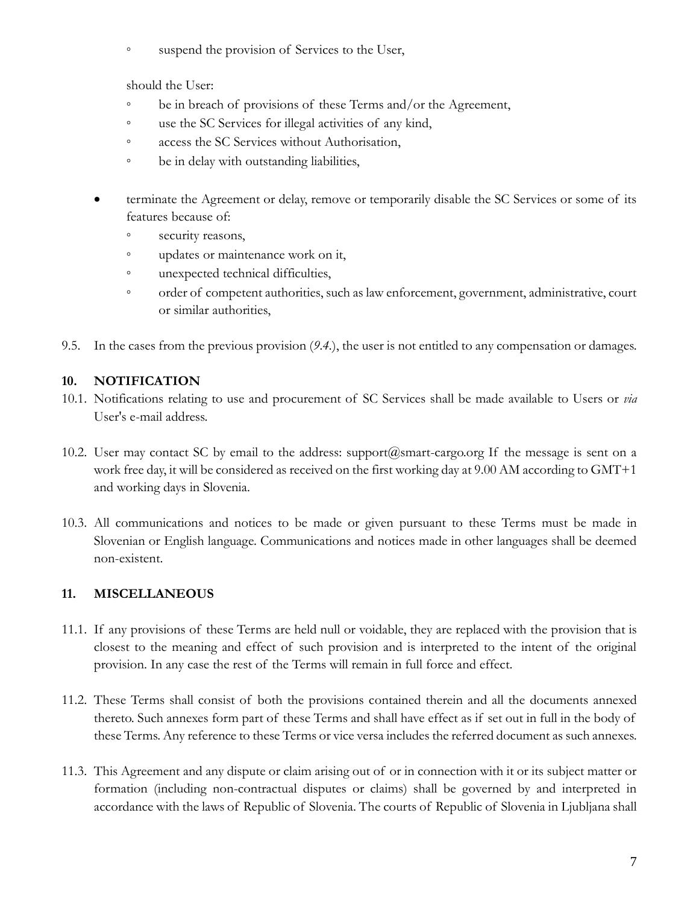- suspend the provision of Services to the User,

  should the User:

    - be in breach of provisions of these Terms and/or the Agreement,
    - use the SC Services for illegal activities of any kind,
    - access the SC Services without Authorisation,
    - be in delay with outstanding liabilities,

- terminate the Agreement or delay, remove or temporarily disable the SC Services or some of its features because of:
    - security reasons,
    - updates or maintenance work on it,
    - unexpected technical difficulties,
    - order of competent authorities, such as law enforcement, government, administrative, court or similar authorities,

9.5. In the cases from the previous provision (*9.4.*), the user is not entitled to any compensation or damages.

## 10. NOTIFICATION

10.1. Notifications relating to use and procurement of SC Services shall be made available to Users or *via* User's e-mail address.

10.2. User may contact SC by email to the address: support@smart-cargo.org If the message is sent on a work free day, it will be considered as received on the first working day at 9.00 AM according to GMT+1 and working days in Slovenia.

10.3. All communications and notices to be made or given pursuant to these Terms must be made in Slovenian or English language. Communications and notices made in other languages shall be deemed non-existent.

## 11. MISCELLANEOUS

11.1. If any provisions of these Terms are held null or voidable, they are replaced with the provision that is closest to the meaning and effect of such provision and is interpreted to the intent of the original provision. In any case the rest of the Terms will remain in full force and effect.

11.2. These Terms shall consist of both the provisions contained therein and all the documents annexed thereto. Such annexes form part of these Terms and shall have effect as if set out in full in the body of these Terms. Any reference to these Terms or vice versa includes the referred document as such annexes.

11.3. This Agreement and any dispute or claim arising out of or in connection with it or its subject matter or formation (including non-contractual disputes or claims) shall be governed by and interpreted in accordance with the laws of Republic of Slovenia. The courts of Republic of Slovenia in Ljubljana shall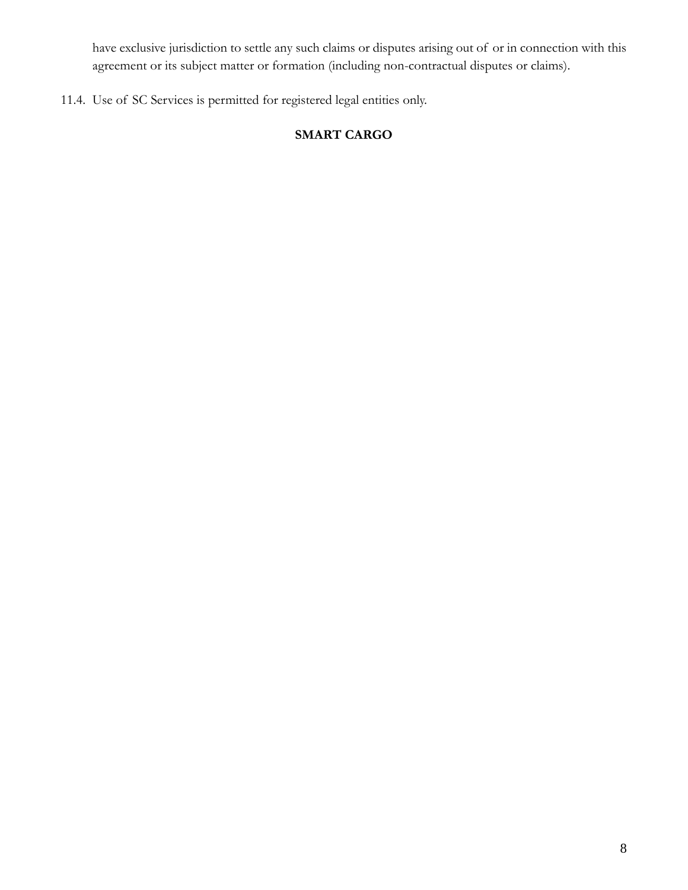have exclusive jurisdiction to settle any such claims or disputes arising out of or in connection with this agreement or its subject matter or formation (including non-contractual disputes or claims).

11.4. Use of SC Services is permitted for registered legal entities only.

**SMART CARGO**